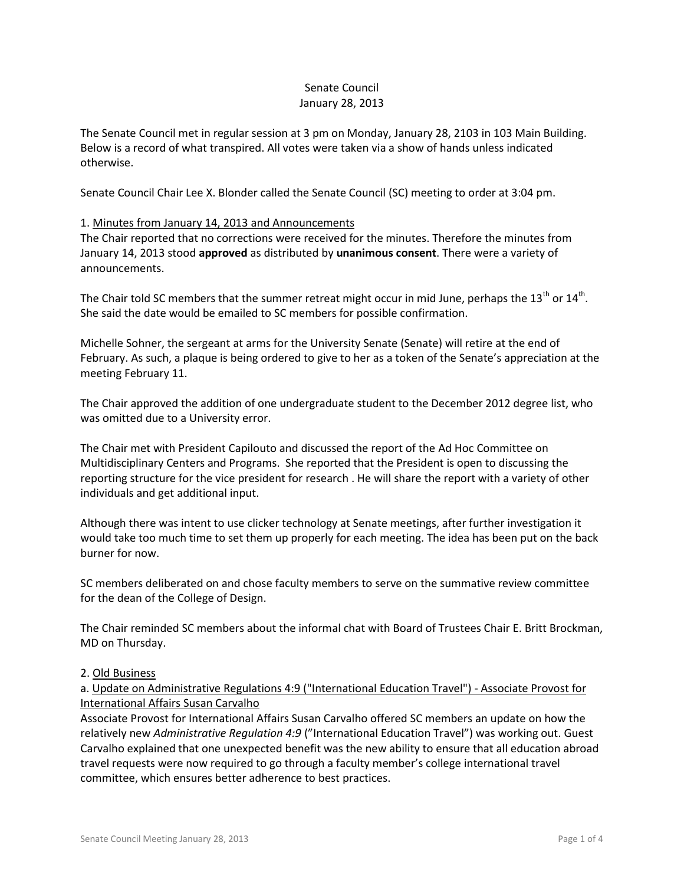Senate Council
January 28, 2013

The Senate Council met in regular session at 3 pm on Monday, January 28, 2103 in 103 Main Building. Below is a record of what transpired. All votes were taken via a show of hands unless indicated otherwise.

Senate Council Chair Lee X. Blonder called the Senate Council (SC) meeting to order at 3:04 pm.

1. Minutes from January 14, 2013 and Announcements

The Chair reported that no corrections were received for the minutes. Therefore the minutes from January 14, 2013 stood **approved** as distributed by **unanimous consent**. There were a variety of announcements.

The Chair told SC members that the summer retreat might occur in mid June, perhaps the 13th or 14th. She said the date would be emailed to SC members for possible confirmation.

Michelle Sohner, the sergeant at arms for the University Senate (Senate) will retire at the end of February. As such, a plaque is being ordered to give to her as a token of the Senate's appreciation at the meeting February 11.

The Chair approved the addition of one undergraduate student to the December 2012 degree list, who was omitted due to a University error.

The Chair met with President Capilouto and discussed the report of the Ad Hoc Committee on Multidisciplinary Centers and Programs. She reported that the President is open to discussing the reporting structure for the vice president for research . He will share the report with a variety of other individuals and get additional input.

Although there was intent to use clicker technology at Senate meetings, after further investigation it would take too much time to set them up properly for each meeting. The idea has been put on the back burner for now.

SC members deliberated on and chose faculty members to serve on the summative review committee for the dean of the College of Design.

The Chair reminded SC members about the informal chat with Board of Trustees Chair E. Britt Brockman, MD on Thursday.

2. Old Business

a. Update on Administrative Regulations 4:9 ("International Education Travel") - Associate Provost for International Affairs Susan Carvalho

Associate Provost for International Affairs Susan Carvalho offered SC members an update on how the relatively new *Administrative Regulation 4:9* ("International Education Travel") was working out. Guest Carvalho explained that one unexpected benefit was the new ability to ensure that all education abroad travel requests were now required to go through a faculty member's college international travel committee, which ensures better adherence to best practices.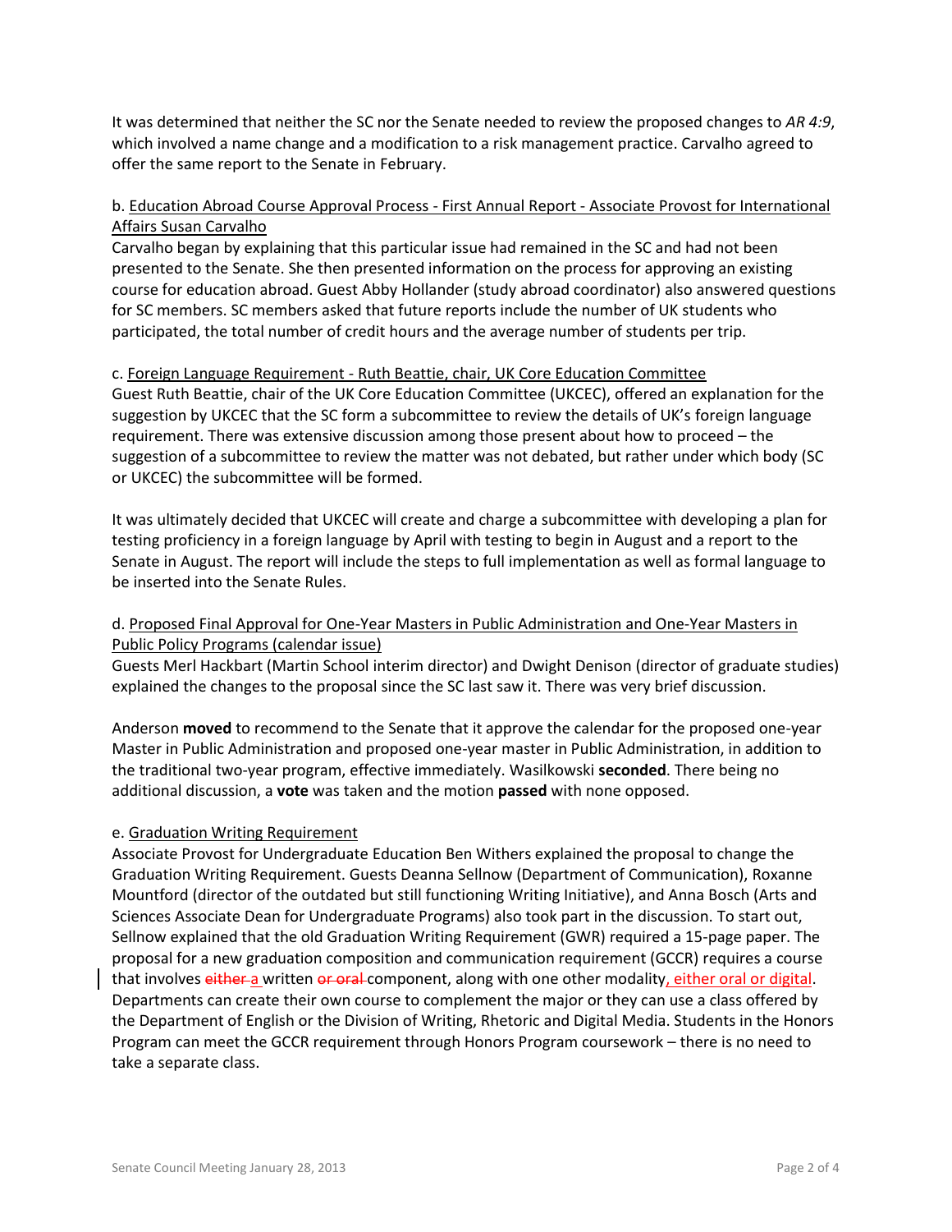It was determined that neither the SC nor the Senate needed to review the proposed changes to *AR 4:9*, which involved a name change and a modification to a risk management practice. Carvalho agreed to offer the same report to the Senate in February.

b. <u>Education Abroad Course Approval Process - First Annual Report - Associate Provost for International Affairs Susan Carvalho</u>
Carvalho began by explaining that this particular issue had remained in the SC and had not been presented to the Senate. She then presented information on the process for approving an existing course for education abroad. Guest Abby Hollander (study abroad coordinator) also answered questions for SC members. SC members asked that future reports include the number of UK students who participated, the total number of credit hours and the average number of students per trip.

c. <u>Foreign Language Requirement - Ruth Beattie, chair, UK Core Education Committee</u>
Guest Ruth Beattie, chair of the UK Core Education Committee (UKCEC), offered an explanation for the suggestion by UKCEC that the SC form a subcommittee to review the details of UK's foreign language requirement. There was extensive discussion among those present about how to proceed – the suggestion of a subcommittee to review the matter was not debated, but rather under which body (SC or UKCEC) the subcommittee will be formed.

It was ultimately decided that UKCEC will create and charge a subcommittee with developing a plan for testing proficiency in a foreign language by April with testing to begin in August and a report to the Senate in August. The report will include the steps to full implementation as well as formal language to be inserted into the Senate Rules.

d. <u>Proposed Final Approval for One-Year Masters in Public Administration and One-Year Masters in Public Policy Programs (calendar issue)</u>
Guests Merl Hackbart (Martin School interim director) and Dwight Denison (director of graduate studies) explained the changes to the proposal since the SC last saw it. There was very brief discussion.

Anderson **moved** to recommend to the Senate that it approve the calendar for the proposed one-year Master in Public Administration and proposed one-year master in Public Administration, in addition to the traditional two-year program, effective immediately. Wasilkowski **seconded**. There being no additional discussion, a **vote** was taken and the motion **passed** with none opposed.

e. <u>Graduation Writing Requirement</u>
Associate Provost for Undergraduate Education Ben Withers explained the proposal to change the Graduation Writing Requirement. Guests Deanna Sellnow (Department of Communication), Roxanne Mountford (director of the outdated but still functioning Writing Initiative), and Anna Bosch (Arts and Sciences Associate Dean for Undergraduate Programs) also took part in the discussion. To start out, Sellnow explained that the old Graduation Writing Requirement (GWR) required a 15-page paper. The proposal for a new graduation composition and communication requirement (GCCR) requires a course that involves ~~either a~~ written ~~or oral~~ component, along with one other modality<u>, either oral or digital</u>. Departments can create their own course to complement the major or they can use a class offered by the Department of English or the Division of Writing, Rhetoric and Digital Media. Students in the Honors Program can meet the GCCR requirement through Honors Program coursework – there is no need to take a separate class.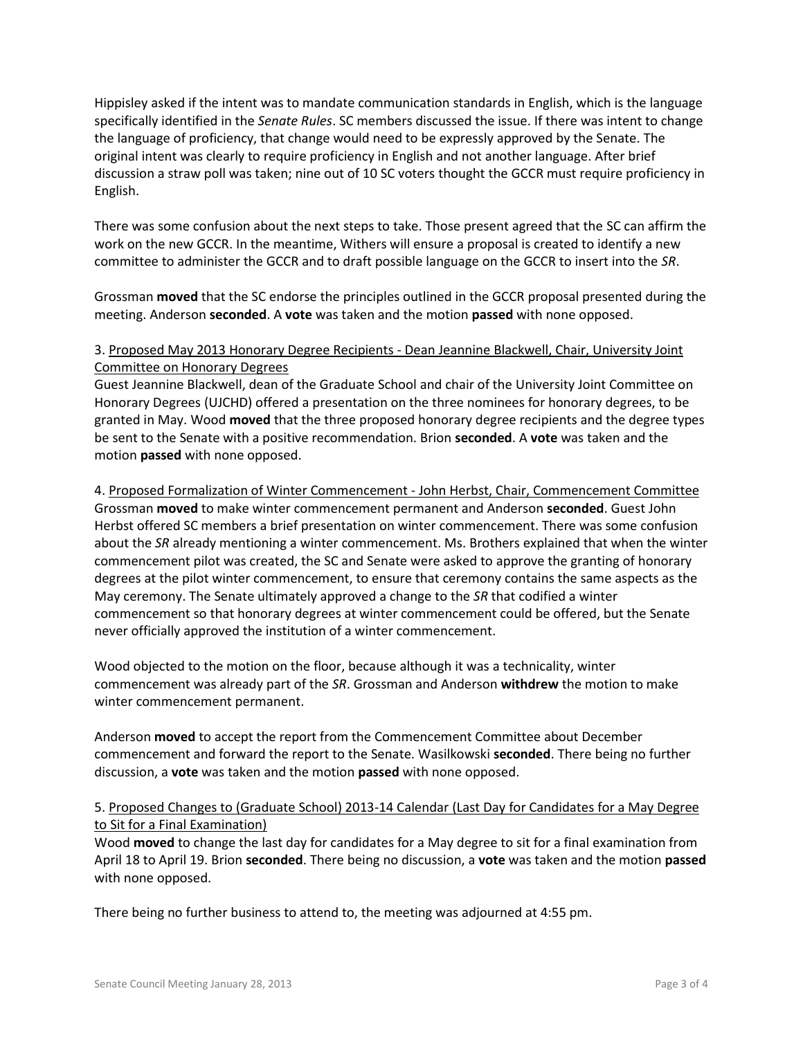Hippisley asked if the intent was to mandate communication standards in English, which is the language specifically identified in the *Senate Rules*. SC members discussed the issue. If there was intent to change the language of proficiency, that change would need to be expressly approved by the Senate. The original intent was clearly to require proficiency in English and not another language. After brief discussion a straw poll was taken; nine out of 10 SC voters thought the GCCR must require proficiency in English.

There was some confusion about the next steps to take. Those present agreed that the SC can affirm the work on the new GCCR. In the meantime, Withers will ensure a proposal is created to identify a new committee to administer the GCCR and to draft possible language on the GCCR to insert into the *SR*.

Grossman **moved** that the SC endorse the principles outlined in the GCCR proposal presented during the meeting. Anderson **seconded**. A **vote** was taken and the motion **passed** with none opposed.

3. Proposed May 2013 Honorary Degree Recipients - Dean Jeannine Blackwell, Chair, University Joint Committee on Honorary Degrees

Guest Jeannine Blackwell, dean of the Graduate School and chair of the University Joint Committee on Honorary Degrees (UJCHD) offered a presentation on the three nominees for honorary degrees, to be granted in May. Wood **moved** that the three proposed honorary degree recipients and the degree types be sent to the Senate with a positive recommendation. Brion **seconded**. A **vote** was taken and the motion **passed** with none opposed.

4. Proposed Formalization of Winter Commencement - John Herbst, Chair, Commencement Committee

Grossman **moved** to make winter commencement permanent and Anderson **seconded**. Guest John Herbst offered SC members a brief presentation on winter commencement. There was some confusion about the *SR* already mentioning a winter commencement. Ms. Brothers explained that when the winter commencement pilot was created, the SC and Senate were asked to approve the granting of honorary degrees at the pilot winter commencement, to ensure that ceremony contains the same aspects as the May ceremony. The Senate ultimately approved a change to the *SR* that codified a winter commencement so that honorary degrees at winter commencement could be offered, but the Senate never officially approved the institution of a winter commencement.

Wood objected to the motion on the floor, because although it was a technicality, winter commencement was already part of the *SR*. Grossman and Anderson **withdrew** the motion to make winter commencement permanent.

Anderson **moved** to accept the report from the Commencement Committee about December commencement and forward the report to the Senate. Wasilkowski **seconded**. There being no further discussion, a **vote** was taken and the motion **passed** with none opposed.

5. Proposed Changes to (Graduate School) 2013-14 Calendar (Last Day for Candidates for a May Degree to Sit for a Final Examination)

Wood **moved** to change the last day for candidates for a May degree to sit for a final examination from April 18 to April 19. Brion **seconded**. There being no discussion, a **vote** was taken and the motion **passed** with none opposed.

There being no further business to attend to, the meeting was adjourned at 4:55 pm.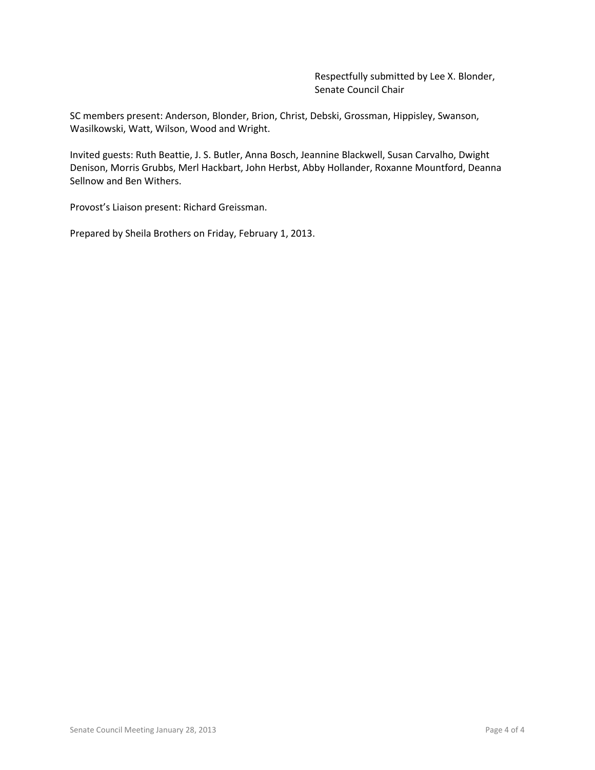Respectfully submitted by Lee X. Blonder,
Senate Council Chair

SC members present: Anderson, Blonder, Brion, Christ, Debski, Grossman, Hippisley, Swanson, Wasilkowski, Watt, Wilson, Wood and Wright.

Invited guests: Ruth Beattie, J. S. Butler, Anna Bosch, Jeannine Blackwell, Susan Carvalho, Dwight Denison, Morris Grubbs, Merl Hackbart, John Herbst, Abby Hollander, Roxanne Mountford, Deanna Sellnow and Ben Withers.

Provost's Liaison present: Richard Greissman.

Prepared by Sheila Brothers on Friday, February 1, 2013.